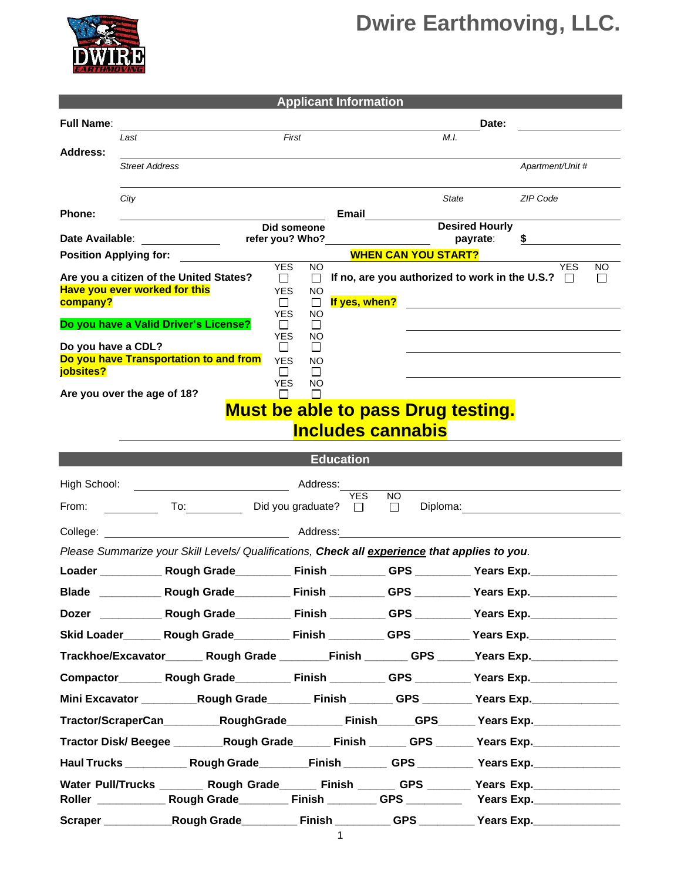# Dwire Earthmoving, LLC.

## Applicant Information

**Full Name**: ______________________________________________ **Date:** ____________

*Last* *First* *M.I.*

**Address:** ______________________________________________________________

*Street Address* *Apartment/Unit #*

______________________________________________________________

*City* *State* *ZIP Code*

**Phone:** ______________________ **Email** ______________________

**Date Available**: ____________ **Did someone refer you? Who?** ____________ **Desired Hourly payrate**: **$** ____________

**Position Applying for:** ____________ **WHEN CAN YOU START?** ____________

| Question | YES | NO | | | YES | NO |
|---|---|---|---|---|---|---|
| **Are you a citizen of the United States?** | ☐ | ☐ | **If no, are you authorized to work in the U.S.?** | | ☐ | ☐ |
| **Have you ever worked for this company?** | ☐ | ☐ | **If yes, when?** | ____________ | | |
| **Do you have a Valid Driver's License?** | ☐ | ☐ | | ____________ | | |
| **Do you have a CDL?** | ☐ | ☐ | | ____________ | | |
| **Do you have Transportation to and from jobsites?** | ☐ | ☐ | | ____________ | | |
| **Are you over the age of 18?** | ☐ | ☐ | | | | |

**Must be able to pass Drug testing. Includes cannabis**

## Education

High School: ____________ Address: ____________

From: ________ To: ________ Did you graduate? YES ☐ NO ☐ Diploma: ____________

College: ____________ Address: ____________

*Please Summarize your Skill Levels/ Qualifications,* ***Check all <u>experience</u> that applies to you****.*

**Loader** __________ **Rough Grade**_________ **Finish** _________ **GPS** _________ **Years Exp.**______________

**Blade** __________ **Rough Grade**_________ **Finish** _________ **GPS** _________ **Years Exp.**______________

**Dozer** __________ **Rough Grade**_________ **Finish** _________ **GPS** _________ **Years Exp.**______________

**Skid Loader**______ **Rough Grade**_________ **Finish** _________ **GPS** _________ **Years Exp.**______________

**Trackhoe/Excavator**______ **Rough Grade** ________**Finish** _______ **GPS** ______**Years Exp.**______________

**Compactor**_______ **Rough Grade**_________ **Finish** _________ **GPS** _________ **Years Exp.**______________

**Mini Excavator** _________**Rough Grade**_______ **Finish** _______ **GPS** ________ **Years Exp.**______________

**Tractor/ScraperCan**_________**RoughGrade**_________ **Finish**______**GPS**______ **Years Exp.**______________

**Tractor Disk/ Beegee** ________**Rough Grade**______ **Finish** ______ **GPS** ______ **Years Exp.**______________

**Haul Trucks** __________ **Rough Grade**________**Finish** _______ **GPS** _________ **Years Exp.**______________

**Water Pull/Trucks** _______ **Rough Grade**______ **Finish** ______ **GPS** _______ **Years Exp.**______________

**Roller** ___________ **Rough Grade**________ **Finish** ________ **GPS** _________ **Years Exp.**______________

**Scraper** ___________**Rough Grade**_________ **Finish** _________ **GPS** _________ **Years Exp.**______________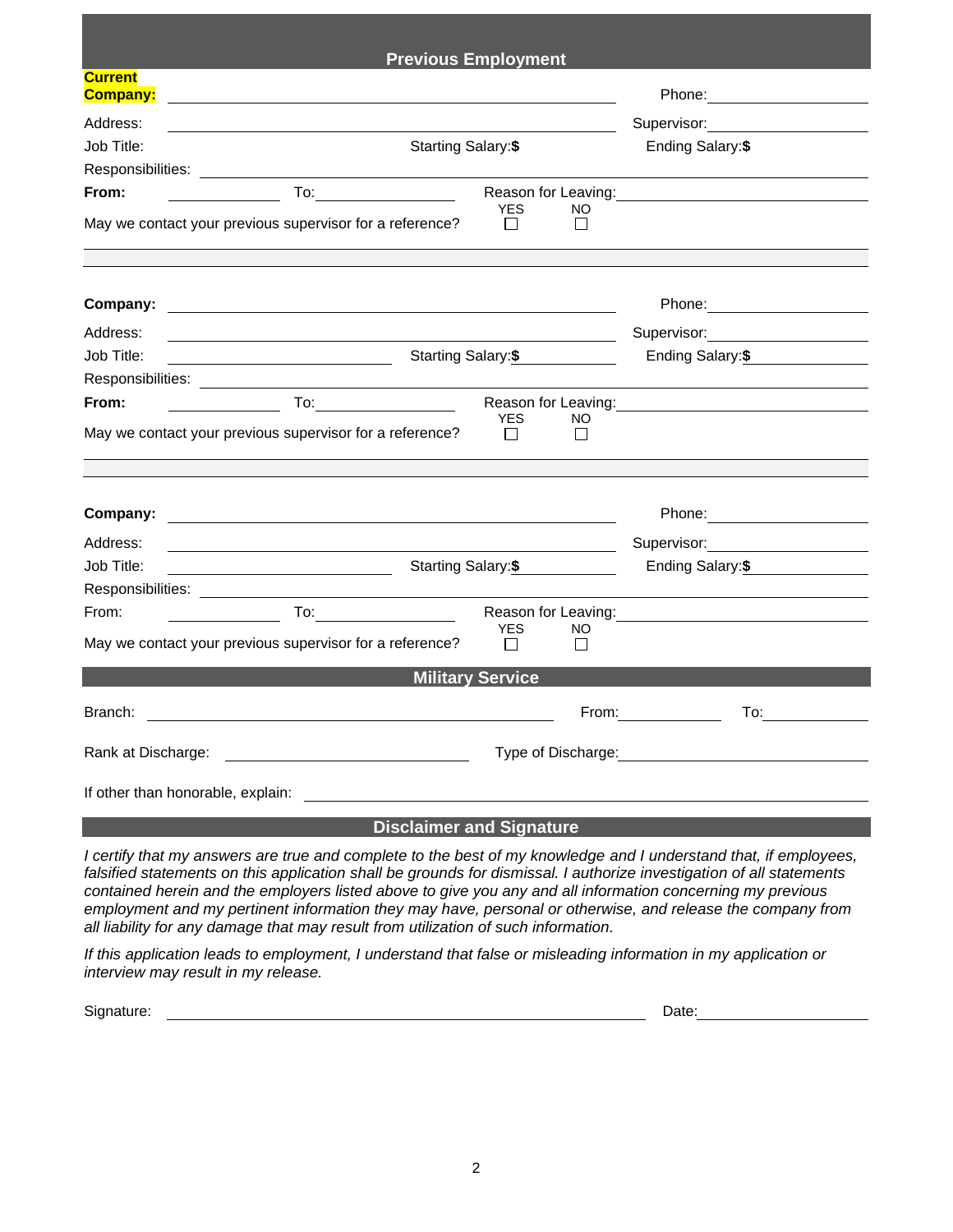## Previous Employment

**Current Company:** ______________________ Phone: ______________

Address: ______________________ Supervisor: ______________

Job Title: Starting Salary: **$** Ending Salary: **$**

Responsibilities: ______________________

**From:** __________ To: __________ Reason for Leaving: ______________

May we contact your previous supervisor for a reference? YES ☐ NO ☐

---

**Company:** ______________________ Phone: ______________

Address: ______________________ Supervisor: ______________

Job Title: __________ Starting Salary: **$**__________ Ending Salary: **$**__________

Responsibilities: ______________________

**From:** __________ To: __________ Reason for Leaving: ______________

May we contact your previous supervisor for a reference? YES ☐ NO ☐

---

**Company:** ______________________ Phone: ______________

Address: ______________________ Supervisor: ______________

Job Title: __________ Starting Salary: **$**__________ Ending Salary: **$**__________

Responsibilities: ______________________

From: __________ To: __________ Reason for Leaving: ______________

May we contact your previous supervisor for a reference? YES ☐ NO ☐

## Military Service

Branch: ______________________ From: __________ To: __________

Rank at Discharge: ______________ Type of Discharge: ______________

If other than honorable, explain: ______________________

## Disclaimer and Signature

*I certify that my answers are true and complete to the best of my knowledge and I understand that, if employees, falsified statements on this application shall be grounds for dismissal. I authorize investigation of all statements contained herein and the employers listed above to give you any and all information concerning my previous employment and my pertinent information they may have, personal or otherwise, and release the company from all liability for any damage that may result from utilization of such information.*

*If this application leads to employment, I understand that false or misleading information in my application or interview may result in my release.*

Signature: ______________________ Date: ______________